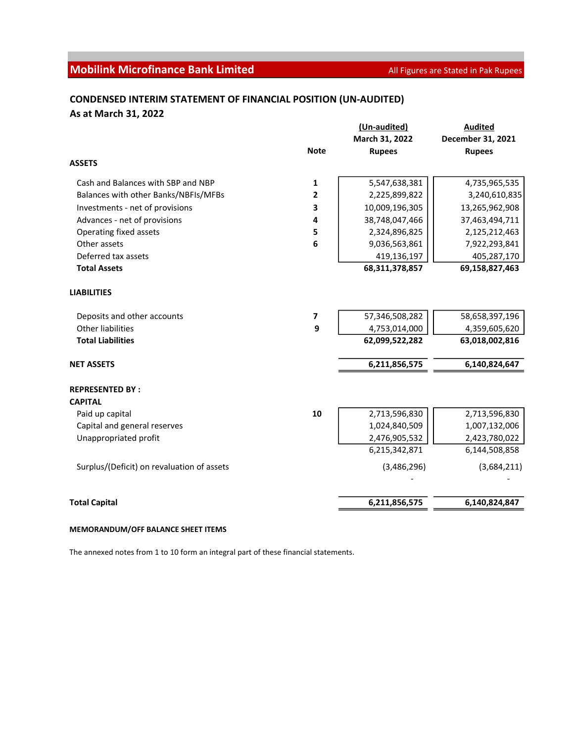**Mobilink Microfinance Bank Limited** All Figures are Stated in Pak Rupees

## CONDENSED INTERIM STATEMENT OF FINANCIAL POSITION (UN-AUDITED)

### As at March 31, 2022

| | Note | (Un-audited) March 31, 2022 Rupees | Audited December 31, 2021 Rupees |
|---|---|---|---|
| **ASSETS** | | | |
| Cash and Balances with SBP and NBP | 1 | 5,547,638,381 | 4,735,965,535 |
| Balances with other Banks/NBFIs/MFBs | 2 | 2,225,899,822 | 3,240,610,835 |
| Investments - net of provisions | 3 | 10,009,196,305 | 13,265,962,908 |
| Advances - net of provisions | 4 | 38,748,047,466 | 37,463,494,711 |
| Operating fixed assets | 5 | 2,324,896,825 | 2,125,212,463 |
| Other assets | 6 | 9,036,563,861 | 7,922,293,841 |
| Deferred tax assets | | 419,136,197 | 405,287,170 |
| **Total Assets** | | **68,311,378,857** | **69,158,827,463** |
| **LIABILITIES** | | | |
| Deposits and other accounts | 7 | 57,346,508,282 | 58,658,397,196 |
| Other liabilities | 9 | 4,753,014,000 | 4,359,605,620 |
| **Total Liabilities** | | **62,099,522,282** | **63,018,002,816** |
| **NET ASSETS** | | **6,211,856,575** | **6,140,824,647** |
| **REPRESENTED BY :** | | | |
| **CAPITAL** | | | |
| Paid up capital | 10 | 2,713,596,830 | 2,713,596,830 |
| Capital and general reserves | | 1,024,840,509 | 1,007,132,006 |
| Unappropriated profit | | 2,476,905,532 | 2,423,780,022 |
| | | 6,215,342,871 | 6,144,508,858 |
| Surplus/(Deficit) on revaluation of assets | | (3,486,296) | (3,684,211) |
| | | - | - |
| **Total Capital** | | **6,211,856,575** | **6,140,824,847** |

**MEMORANDUM/OFF BALANCE SHEET ITEMS**

The annexed notes from 1 to 10 form an integral part of these financial statements.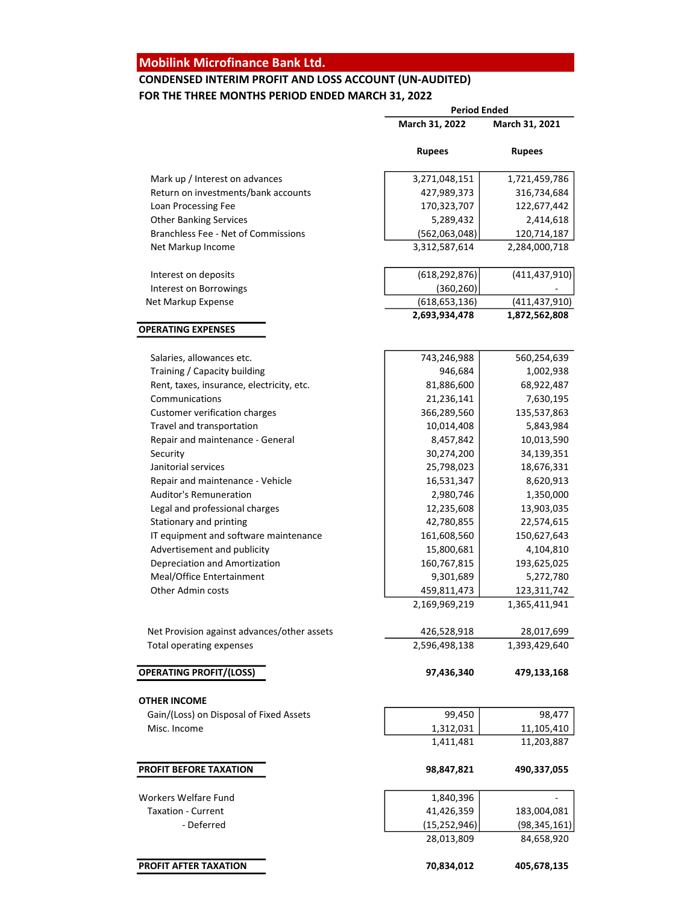# Mobilink Microfinance Bank Ltd.

## CONDENSED INTERIM PROFIT AND LOSS ACCOUNT (UN-AUDITED)
## FOR THE THREE MONTHS PERIOD ENDED MARCH 31, 2022

| | Period Ended | |
|---|---|---|
| | March 31, 2022 | March 31, 2021 |
| | Rupees | Rupees |
| Mark up / Interest on advances | 3,271,048,151 | 1,721,459,786 |
| Return on investments/bank accounts | 427,989,373 | 316,734,684 |
| Loan Processing Fee | 170,323,707 | 122,677,442 |
| Other Banking Services | 5,289,432 | 2,414,618 |
| Branchless Fee - Net of Commissions | (562,063,048) | 120,714,187 |
| Net Markup Income | 3,312,587,614 | 2,284,000,718 |
| Interest on deposits | (618,292,876) | (411,437,910) |
| Interest on Borrowings | (360,260) | - |
| Net Markup Expense | (618,653,136) | (411,437,910) |
| | **2,693,934,478** | **1,872,562,808** |
| **OPERATING EXPENSES** | | |
| Salaries, allowances etc. | 743,246,988 | 560,254,639 |
| Training / Capacity building | 946,684 | 1,002,938 |
| Rent, taxes, insurance, electricity, etc. | 81,886,600 | 68,922,487 |
| Communications | 21,236,141 | 7,630,195 |
| Customer verification charges | 366,289,560 | 135,537,863 |
| Travel and transportation | 10,014,408 | 5,843,984 |
| Repair and maintenance - General | 8,457,842 | 10,013,590 |
| Security | 30,274,200 | 34,139,351 |
| Janitorial services | 25,798,023 | 18,676,331 |
| Repair and maintenance - Vehicle | 16,531,347 | 8,620,913 |
| Auditor's Remuneration | 2,980,746 | 1,350,000 |
| Legal and professional charges | 12,235,608 | 13,903,035 |
| Stationary and printing | 42,780,855 | 22,574,615 |
| IT equipment and software maintenance | 161,608,560 | 150,627,643 |
| Advertisement and publicity | 15,800,681 | 4,104,810 |
| Depreciation and Amortization | 160,767,815 | 193,625,025 |
| Meal/Office Entertainment | 9,301,689 | 5,272,780 |
| Other Admin costs | 459,811,473 | 123,311,742 |
| | 2,169,969,219 | 1,365,411,941 |
| Net Provision against advances/other assets | 426,528,918 | 28,017,699 |
| Total operating expenses | 2,596,498,138 | 1,393,429,640 |
| **OPERATING PROFIT/(LOSS)** | **97,436,340** | **479,133,168** |
| **OTHER INCOME** | | |
| Gain/(Loss) on Disposal of Fixed Assets | 99,450 | 98,477 |
| Misc. Income | 1,312,031 | 11,105,410 |
| | 1,411,481 | 11,203,887 |
| **PROFIT BEFORE TAXATION** | **98,847,821** | **490,337,055** |
| Workers Welfare Fund | 1,840,396 | - |
| Taxation - Current | 41,426,359 | 183,004,081 |
| - Deferred | (15,252,946) | (98,345,161) |
| | 28,013,809 | 84,658,920 |
| **PROFIT AFTER TAXATION** | **70,834,012** | **405,678,135** |